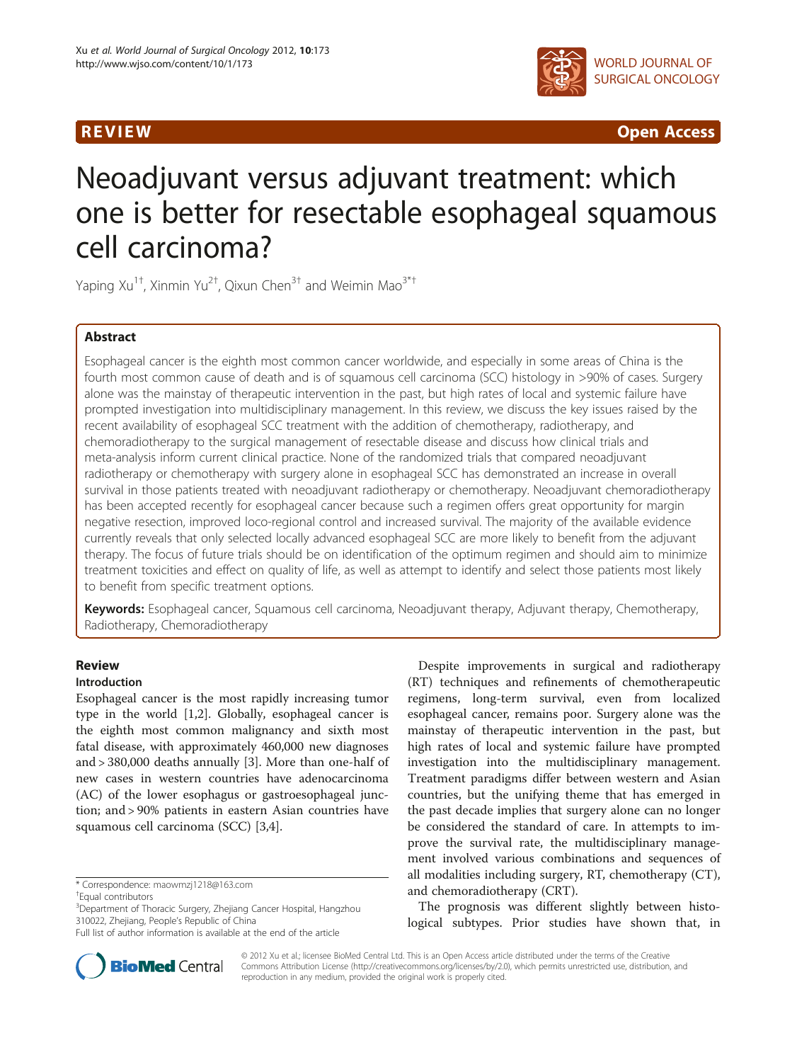REVIEW Open Access

# Neoadjuvant versus adjuvant treatment: which one is better for resectable esophageal squamous cell carcinoma?

Yaping Xu[1†], Xinmin Yu[2†], Qixun Chen[3†] and Weimin Mao[3*†]

## Abstract

Esophageal cancer is the eighth most common cancer worldwide, and especially in some areas of China is the fourth most common cause of death and is of squamous cell carcinoma (SCC) histology in >90% of cases. Surgery alone was the mainstay of therapeutic intervention in the past, but high rates of local and systemic failure have prompted investigation into multidisciplinary management. In this review, we discuss the key issues raised by the recent availability of esophageal SCC treatment with the addition of chemotherapy, radiotherapy, and chemoradiotherapy to the surgical management of resectable disease and discuss how clinical trials and meta-analysis inform current clinical practice. None of the randomized trials that compared neoadjuvant radiotherapy or chemotherapy with surgery alone in esophageal SCC has demonstrated an increase in overall survival in those patients treated with neoadjuvant radiotherapy or chemotherapy. Neoadjuvant chemoradiotherapy has been accepted recently for esophageal cancer because such a regimen offers great opportunity for margin negative resection, improved loco-regional control and increased survival. The majority of the available evidence currently reveals that only selected locally advanced esophageal SCC are more likely to benefit from the adjuvant therapy. The focus of future trials should be on identification of the optimum regimen and should aim to minimize treatment toxicities and effect on quality of life, as well as attempt to identify and select those patients most likely to benefit from specific treatment options.

**Keywords:** Esophageal cancer, Squamous cell carcinoma, Neoadjuvant therapy, Adjuvant therapy, Chemotherapy, Radiotherapy, Chemoradiotherapy

## Review

### Introduction

Esophageal cancer is the most rapidly increasing tumor type in the world [1,2]. Globally, esophageal cancer is the eighth most common malignancy and sixth most fatal disease, with approximately 460,000 new diagnoses and > 380,000 deaths annually [3]. More than one-half of new cases in western countries have adenocarcinoma (AC) of the lower esophagus or gastroesophageal junction; and > 90% patients in eastern Asian countries have squamous cell carcinoma (SCC) [3,4].

Despite improvements in surgical and radiotherapy (RT) techniques and refinements of chemotherapeutic regimens, long-term survival, even from localized esophageal cancer, remains poor. Surgery alone was the mainstay of therapeutic intervention in the past, but high rates of local and systemic failure have prompted investigation into the multidisciplinary management. Treatment paradigms differ between western and Asian countries, but the unifying theme that has emerged in the past decade implies that surgery alone can no longer be considered the standard of care. In attempts to improve the survival rate, the multidisciplinary management involved various combinations and sequences of all modalities including surgery, RT, chemotherapy (CT), and chemoradiotherapy (CRT).

The prognosis was different slightly between histological subtypes. Prior studies have shown that, in

\* Correspondence: maowmzj1218@163.com

†Equal contributors

[3]Department of Thoracic Surgery, Zhejiang Cancer Hospital, Hangzhou 310022, Zhejiang, People's Republic of China

Full list of author information is available at the end of the article

© 2012 Xu et al.; licensee BioMed Central Ltd. This is an Open Access article distributed under the terms of the Creative Commons Attribution License (http://creativecommons.org/licenses/by/2.0), which permits unrestricted use, distribution, and reproduction in any medium, provided the original work is properly cited.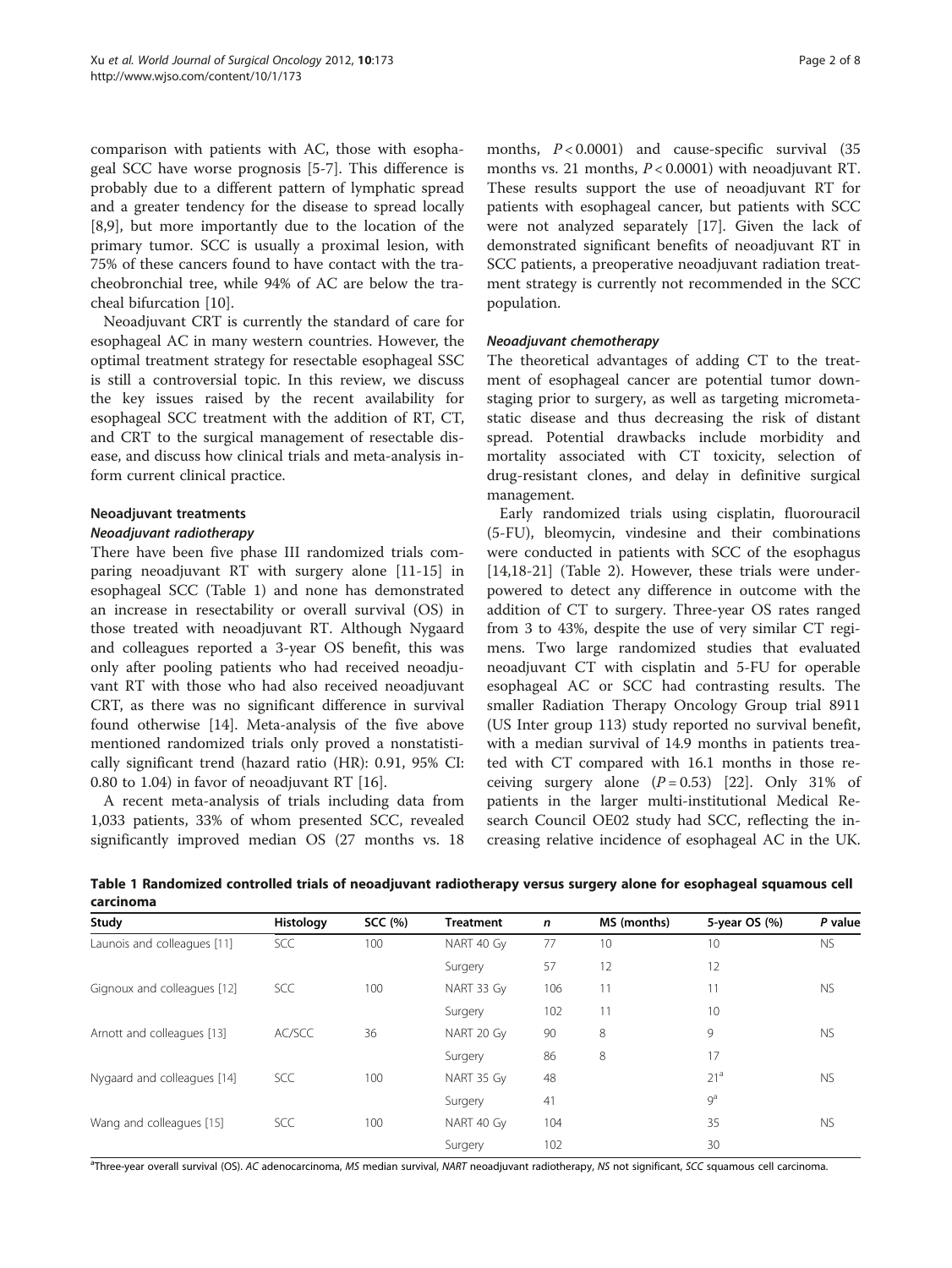comparison with patients with AC, those with esophageal SCC have worse prognosis [5-7]. This difference is probably due to a different pattern of lymphatic spread and a greater tendency for the disease to spread locally [8,9], but more importantly due to the location of the primary tumor. SCC is usually a proximal lesion, with 75% of these cancers found to have contact with the tracheobronchial tree, while 94% of AC are below the tracheal bifurcation [10].

Neoadjuvant CRT is currently the standard of care for esophageal AC in many western countries. However, the optimal treatment strategy for resectable esophageal SSC is still a controversial topic. In this review, we discuss the key issues raised by the recent availability for esophageal SCC treatment with the addition of RT, CT, and CRT to the surgical management of resectable disease, and discuss how clinical trials and meta-analysis inform current clinical practice.

## Neoadjuvant treatments

### *Neoadjuvant radiotherapy*

There have been five phase III randomized trials comparing neoadjuvant RT with surgery alone [11-15] in esophageal SCC (Table 1) and none has demonstrated an increase in resectability or overall survival (OS) in those treated with neoadjuvant RT. Although Nygaard and colleagues reported a 3-year OS benefit, this was only after pooling patients who had received neoadjuvant RT with those who had also received neoadjuvant CRT, as there was no significant difference in survival found otherwise [14]. Meta-analysis of the five above mentioned randomized trials only proved a nonstatistically significant trend (hazard ratio (HR): 0.91, 95% CI: 0.80 to 1.04) in favor of neoadjuvant RT [16].

A recent meta-analysis of trials including data from 1,033 patients, 33% of whom presented SCC, revealed significantly improved median OS (27 months vs. 18 months, $P < 0.0001$) and cause-specific survival (35 months vs. 21 months, $P < 0.0001$) with neoadjuvant RT. These results support the use of neoadjuvant RT for patients with esophageal cancer, but patients with SCC were not analyzed separately [17]. Given the lack of demonstrated significant benefits of neoadjuvant RT in SCC patients, a preoperative neoadjuvant radiation treatment strategy is currently not recommended in the SCC population.

### *Neoadjuvant chemotherapy*

The theoretical advantages of adding CT to the treatment of esophageal cancer are potential tumor downstaging prior to surgery, as well as targeting micrometastatic disease and thus decreasing the risk of distant spread. Potential drawbacks include morbidity and mortality associated with CT toxicity, selection of drug-resistant clones, and delay in definitive surgical management.

Early randomized trials using cisplatin, fluorouracil (5-FU), bleomycin, vindesine and their combinations were conducted in patients with SCC of the esophagus [14,18-21] (Table 2). However, these trials were underpowered to detect any difference in outcome with the addition of CT to surgery. Three-year OS rates ranged from 3 to 43%, despite the use of very similar CT regimens. Two large randomized studies that evaluated neoadjuvant CT with cisplatin and 5-FU for operable esophageal AC or SCC had contrasting results. The smaller Radiation Therapy Oncology Group trial 8911 (US Inter group 113) study reported no survival benefit, with a median survival of 14.9 months in patients treated with CT compared with 16.1 months in those receiving surgery alone ($P = 0.53$) [22]. Only 31% of patients in the larger multi-institutional Medical Research Council OE02 study had SCC, reflecting the increasing relative incidence of esophageal AC in the UK.

**Table 1 Randomized controlled trials of neoadjuvant radiotherapy versus surgery alone for esophageal squamous cell carcinoma**

| Study | Histology | SCC (%) | Treatment | *n* | MS (months) | 5-year OS (%) | *P* value |
|---|---|---|---|---|---|---|---|
| Launois and colleagues [11] | SCC | 100 | NART 40 Gy | 77 | 10 | 10 | NS |
| | | | Surgery | 57 | 12 | 12 | |
| Gignoux and colleagues [12] | SCC | 100 | NART 33 Gy | 106 | 11 | 11 | NS |
| | | | Surgery | 102 | 11 | 10 | |
| Arnott and colleagues [13] | AC/SCC | 36 | NART 20 Gy | 90 | 8 | 9 | NS |
| | | | Surgery | 86 | 8 | 17 | |
| Nygaard and colleagues [14] | SCC | 100 | NART 35 Gy | 48 | | 21[a] | NS |
| | | | Surgery | 41 | | 9[a] | |
| Wang and colleagues [15] | SCC | 100 | NART 40 Gy | 104 | | 35 | NS |
| | | | Surgery | 102 | | 30 | |

[a]Three-year overall survival (OS). *AC* adenocarcinoma, *MS* median survival, *NART* neoadjuvant radiotherapy, *NS* not significant, *SCC* squamous cell carcinoma.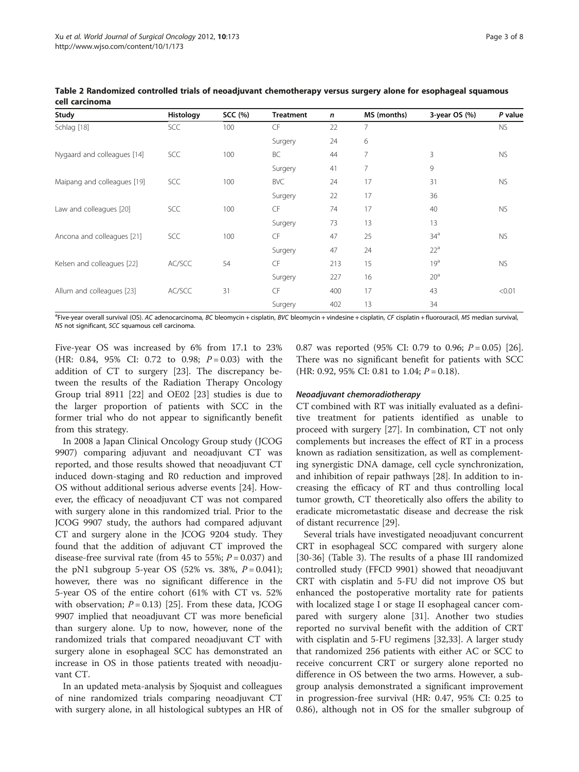**Table 2 Randomized controlled trials of neoadjuvant chemotherapy versus surgery alone for esophageal squamous cell carcinoma**

| Study | Histology | SCC (%) | Treatment | n | MS (months) | 3-year OS (%) | P value |
|---|---|---|---|---|---|---|---|
| Schlag [18] | SCC | 100 | CF | 22 | 7 | | NS |
| | | | Surgery | 24 | 6 | | |
| Nygaard and colleagues [14] | SCC | 100 | BC | 44 | 7 | 3 | NS |
| | | | Surgery | 41 | 7 | 9 | |
| Maipang and colleagues [19] | SCC | 100 | BVC | 24 | 17 | 31 | NS |
| | | | Surgery | 22 | 17 | 36 | |
| Law and colleagues [20] | SCC | 100 | CF | 74 | 17 | 40 | NS |
| | | | Surgery | 73 | 13 | 13 | |
| Ancona and colleagues [21] | SCC | 100 | CF | 47 | 25 | 34[a] | NS |
| | | | Surgery | 47 | 24 | 22[a] | |
| Kelsen and colleagues [22] | AC/SCC | 54 | CF | 213 | 15 | 19[a] | NS |
| | | | Surgery | 227 | 16 | 20[a] | |
| Allum and colleagues [23] | AC/SCC | 31 | CF | 400 | 17 | 43 | <0.01 |
| | | | Surgery | 402 | 13 | 34 | |

[a]Five-year overall survival (OS). *AC* adenocarcinoma, *BC* bleomycin + cisplatin, *BVC* bleomycin + vindesine + cisplatin, *CF* cisplatin + fluorouracil, *MS* median survival, *NS* not significant, *SCC* squamous cell carcinoma.

Five-year OS was increased by 6% from 17.1 to 23% (HR: 0.84, 95% CI: 0.72 to 0.98; $P = 0.03$) with the addition of CT to surgery [23]. The discrepancy between the results of the Radiation Therapy Oncology Group trial 8911 [22] and OE02 [23] studies is due to the larger proportion of patients with SCC in the former trial who do not appear to significantly benefit from this strategy.

In 2008 a Japan Clinical Oncology Group study (JCOG 9907) comparing adjuvant and neoadjuvant CT was reported, and those results showed that neoadjuvant CT induced down-staging and R0 reduction and improved OS without additional serious adverse events [24]. However, the efficacy of neoadjuvant CT was not compared with surgery alone in this randomized trial. Prior to the JCOG 9907 study, the authors had compared adjuvant CT and surgery alone in the JCOG 9204 study. They found that the addition of adjuvant CT improved the disease-free survival rate (from 45 to 55%; $P = 0.037$) and the pN1 subgroup 5-year OS (52% vs. 38%, $P = 0.041$); however, there was no significant difference in the 5-year OS of the entire cohort (61% with CT vs. 52% with observation; $P = 0.13$) [25]. From these data, JCOG 9907 implied that neoadjuvant CT was more beneficial than surgery alone. Up to now, however, none of the randomized trials that compared neoadjuvant CT with surgery alone in esophageal SCC has demonstrated an increase in OS in those patients treated with neoadjuvant CT.

In an updated meta-analysis by Sjoquist and colleagues of nine randomized trials comparing neoadjuvant CT with surgery alone, in all histological subtypes an HR of 0.87 was reported (95% CI: 0.79 to 0.96; $P = 0.05$) [26]. There was no significant benefit for patients with SCC (HR: 0.92, 95% CI: 0.81 to 1.04; $P = 0.18$).

#### *Neoadjuvant chemoradiotherapy*

CT combined with RT was initially evaluated as a definitive treatment for patients identified as unable to proceed with surgery [27]. In combination, CT not only complements but increases the effect of RT in a process known as radiation sensitization, as well as complementing synergistic DNA damage, cell cycle synchronization, and inhibition of repair pathways [28]. In addition to increasing the efficacy of RT and thus controlling local tumor growth, CT theoretically also offers the ability to eradicate micrometastatic disease and decrease the risk of distant recurrence [29].

Several trials have investigated neoadjuvant concurrent CRT in esophageal SCC compared with surgery alone [30-36] (Table 3). The results of a phase III randomized controlled study (FFCD 9901) showed that neoadjuvant CRT with cisplatin and 5-FU did not improve OS but enhanced the postoperative mortality rate for patients with localized stage I or stage II esophageal cancer compared with surgery alone [31]. Another two studies reported no survival benefit with the addition of CRT with cisplatin and 5-FU regimens [32,33]. A larger study that randomized 256 patients with either AC or SCC to receive concurrent CRT or surgery alone reported no difference in OS between the two arms. However, a subgroup analysis demonstrated a significant improvement in progression-free survival (HR: 0.47, 95% CI: 0.25 to 0.86), although not in OS for the smaller subgroup of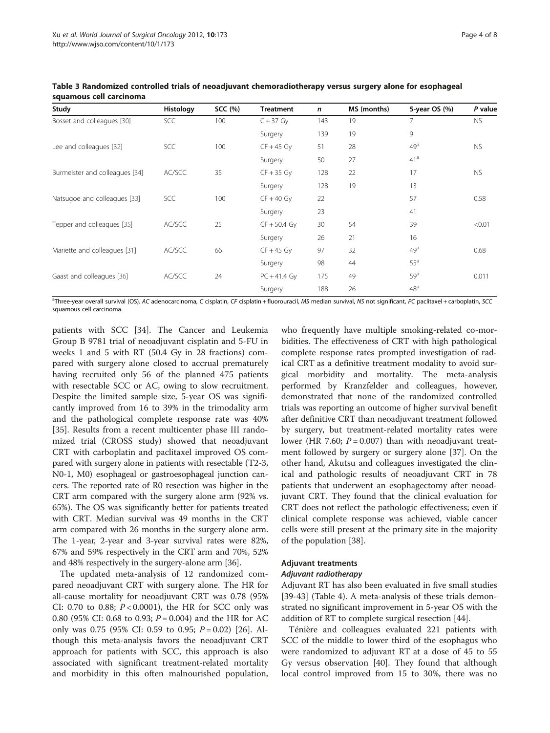**Table 3 Randomized controlled trials of neoadjuvant chemoradiotherapy versus surgery alone for esophageal squamous cell carcinoma**

| Study | Histology | SCC (%) | Treatment | n | MS (months) | 5-year OS (%) | P value |
|---|---|---|---|---|---|---|---|
| Bosset and colleagues [30] | SCC | 100 | C + 37 Gy | 143 | 19 | 7 | NS |
| | | | Surgery | 139 | 19 | 9 | |
| Lee and colleagues [32] | SCC | 100 | CF + 45 Gy | 51 | 28 | 49[a] | NS |
| | | | Surgery | 50 | 27 | 41[a] | |
| Burmeister and colleagues [34] | AC/SCC | 35 | CF + 35 Gy | 128 | 22 | 17 | NS |
| | | | Surgery | 128 | 19 | 13 | |
| Natsugoe and colleagues [33] | SCC | 100 | CF + 40 Gy | 22 | | 57 | 0.58 |
| | | | Surgery | 23 | | 41 | |
| Tepper and colleagues [35] | AC/SCC | 25 | CF + 50.4 Gy | 30 | 54 | 39 | <0.01 |
| | | | Surgery | 26 | 21 | 16 | |
| Mariette and colleagues [31] | AC/SCC | 66 | CF + 45 Gy | 97 | 32 | 49[a] | 0.68 |
| | | | Surgery | 98 | 44 | 55[a] | |
| Gaast and colleagues [36] | AC/SCC | 24 | PC + 41.4 Gy | 175 | 49 | 59[a] | 0.011 |
| | | | Surgery | 188 | 26 | 48[a] | |

[a]Three-year overall survival (OS). *AC* adenocarcinoma, *C* cisplatin, *CF* cisplatin + fluorouracil, *MS* median survival, *NS* not significant, *PC* paclitaxel + carboplatin, *SCC* squamous cell carcinoma.

patients with SCC [34]. The Cancer and Leukemia Group B 9781 trial of neoadjuvant cisplatin and 5-FU in weeks 1 and 5 with RT (50.4 Gy in 28 fractions) compared with surgery alone closed to accrual prematurely having recruited only 56 of the planned 475 patients with resectable SCC or AC, owing to slow recruitment. Despite the limited sample size, 5-year OS was significantly improved from 16 to 39% in the trimodality arm and the pathological complete response rate was 40% [35]. Results from a recent multicenter phase III randomized trial (CROSS study) showed that neoadjuvant CRT with carboplatin and paclitaxel improved OS compared with surgery alone in patients with resectable (T2-3, N0-1, M0) esophageal or gastroesophageal junction cancers. The reported rate of R0 resection was higher in the CRT arm compared with the surgery alone arm (92% vs. 65%). The OS was significantly better for patients treated with CRT. Median survival was 49 months in the CRT arm compared with 26 months in the surgery alone arm. The 1-year, 2-year and 3-year survival rates were 82%, 67% and 59% respectively in the CRT arm and 70%, 52% and 48% respectively in the surgery-alone arm [36].

The updated meta-analysis of 12 randomized compared neoadjuvant CRT with surgery alone. The HR for all-cause mortality for neoadjuvant CRT was 0.78 (95% CI: 0.70 to 0.88; $P < 0.0001$), the HR for SCC only was 0.80 (95% CI: 0.68 to 0.93; $P = 0.004$) and the HR for AC only was 0.75 (95% CI: 0.59 to 0.95; $P = 0.02$) [26]. Although this meta-analysis favors the neoadjuvant CRT approach for patients with SCC, this approach is also associated with significant treatment-related mortality and morbidity in this often malnourished population, who frequently have multiple smoking-related co-morbidities. The effectiveness of CRT with high pathological complete response rates prompted investigation of radical CRT as a definitive treatment modality to avoid surgical morbidity and mortality. The meta-analysis performed by Kranzfelder and colleagues, however, demonstrated that none of the randomized controlled trials was reporting an outcome of higher survival benefit after definitive CRT than neoadjuvant treatment followed by surgery, but treatment-related mortality rates were lower (HR 7.60; $P = 0.007$) than with neoadjuvant treatment followed by surgery or surgery alone [37]. On the other hand, Akutsu and colleagues investigated the clinical and pathologic results of neoadjuvant CRT in 78 patients that underwent an esophagectomy after neoadjuvant CRT. They found that the clinical evaluation for CRT does not reflect the pathologic effectiveness; even if clinical complete response was achieved, viable cancer cells were still present at the primary site in the majority of the population [38].

## Adjuvant treatments

### Adjuvant radiotherapy

Adjuvant RT has also been evaluated in five small studies [39-43] (Table 4). A meta-analysis of these trials demonstrated no significant improvement in 5-year OS with the addition of RT to complete surgical resection [44].

Ténière and colleagues evaluated 221 patients with SCC of the middle to lower third of the esophagus who were randomized to adjuvant RT at a dose of 45 to 55 Gy versus observation [40]. They found that although local control improved from 15 to 30%, there was no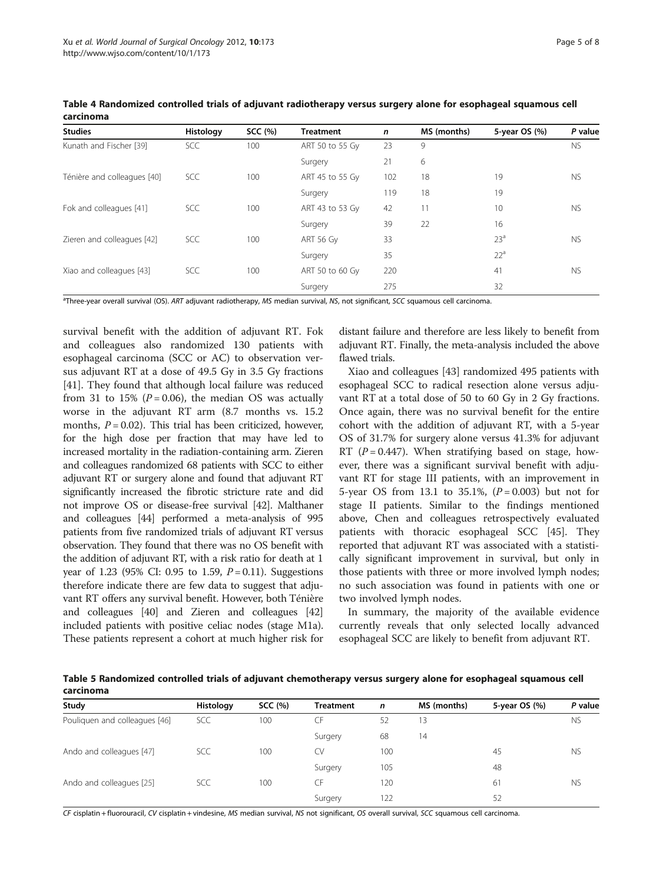**Table 4 Randomized controlled trials of adjuvant radiotherapy versus surgery alone for esophageal squamous cell carcinoma**

| Studies | Histology | SCC (%) | Treatment | *n* | MS (months) | 5-year OS (%) | *P* value |
|---|---|---|---|---|---|---|---|
| Kunath and Fischer [39] | SCC | 100 | ART 50 to 55 Gy | 23 | 9 | | NS |
| | | | Surgery | 21 | 6 | | |
| Ténière and colleagues [40] | SCC | 100 | ART 45 to 55 Gy | 102 | 18 | 19 | NS |
| | | | Surgery | 119 | 18 | 19 | |
| Fok and colleagues [41] | SCC | 100 | ART 43 to 53 Gy | 42 | 11 | 10 | NS |
| | | | Surgery | 39 | 22 | 16 | |
| Zieren and colleagues [42] | SCC | 100 | ART 56 Gy | 33 | | 23[a] | NS |
| | | | Surgery | 35 | | 22[a] | |
| Xiao and colleagues [43] | SCC | 100 | ART 50 to 60 Gy | 220 | | 41 | NS |
| | | | Surgery | 275 | | 32 | |

[a]Three-year overall survival (OS). *ART* adjuvant radiotherapy, *MS* median survival, *NS*, not significant, *SCC* squamous cell carcinoma.

survival benefit with the addition of adjuvant RT. Fok and colleagues also randomized 130 patients with esophageal carcinoma (SCC or AC) to observation versus adjuvant RT at a dose of 49.5 Gy in 3.5 Gy fractions [41]. They found that although local failure was reduced from 31 to 15% ($P = 0.06$), the median OS was actually worse in the adjuvant RT arm (8.7 months vs. 15.2 months, $P = 0.02$). This trial has been criticized, however, for the high dose per fraction that may have led to increased mortality in the radiation-containing arm. Zieren and colleagues randomized 68 patients with SCC to either adjuvant RT or surgery alone and found that adjuvant RT significantly increased the fibrotic stricture rate and did not improve OS or disease-free survival [42]. Malthaner and colleagues [44] performed a meta-analysis of 995 patients from five randomized trials of adjuvant RT versus observation. They found that there was no OS benefit with the addition of adjuvant RT, with a risk ratio for death at 1 year of 1.23 (95% CI: 0.95 to 1.59, $P = 0.11$). Suggestions therefore indicate there are few data to suggest that adjuvant RT offers any survival benefit. However, both Ténière and colleagues [40] and Zieren and colleagues [42] included patients with positive celiac nodes (stage M1a). These patients represent a cohort at much higher risk for distant failure and therefore are less likely to benefit from adjuvant RT. Finally, the meta-analysis included the above flawed trials.

Xiao and colleagues [43] randomized 495 patients with esophageal SCC to radical resection alone versus adjuvant RT at a total dose of 50 to 60 Gy in 2 Gy fractions. Once again, there was no survival benefit for the entire cohort with the addition of adjuvant RT, with a 5-year OS of 31.7% for surgery alone versus 41.3% for adjuvant RT ($P = 0.447$). When stratifying based on stage, however, there was a significant survival benefit with adjuvant RT for stage III patients, with an improvement in 5-year OS from 13.1 to 35.1%, ($P = 0.003$) but not for stage II patients. Similar to the findings mentioned above, Chen and colleagues retrospectively evaluated patients with thoracic esophageal SCC [45]. They reported that adjuvant RT was associated with a statistically significant improvement in survival, but only in those patients with three or more involved lymph nodes; no such association was found in patients with one or two involved lymph nodes.

In summary, the majority of the available evidence currently reveals that only selected locally advanced esophageal SCC are likely to benefit from adjuvant RT.

**Table 5 Randomized controlled trials of adjuvant chemotherapy versus surgery alone for esophageal squamous cell carcinoma**

| Study | Histology | SCC (%) | Treatment | *n* | MS (months) | 5-year OS (%) | *P* value |
|---|---|---|---|---|---|---|---|
| Pouliquen and colleagues [46] | SCC | 100 | CF | 52 | 13 | | NS |
| | | | Surgery | 68 | 14 | | |
| Ando and colleagues [47] | SCC | 100 | CV | 100 | | 45 | NS |
| | | | Surgery | 105 | | 48 | |
| Ando and colleagues [25] | SCC | 100 | CF | 120 | | 61 | NS |
| | | | Surgery | 122 | | 52 | |

*CF* cisplatin + fluorouracil, *CV* cisplatin + vindesine, *MS* median survival, *NS* not significant, *OS* overall survival, *SCC* squamous cell carcinoma.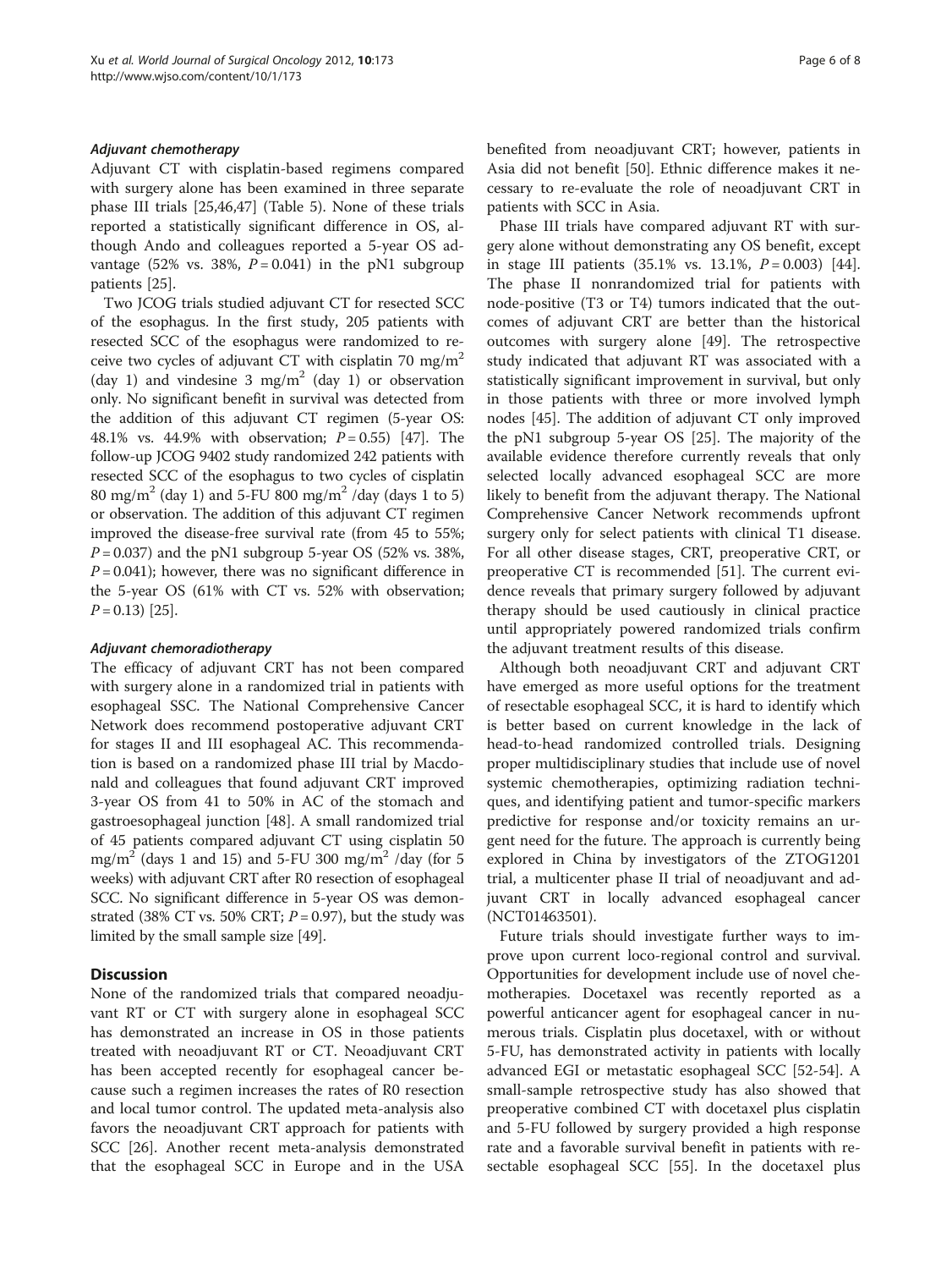### *Adjuvant chemotherapy*

Adjuvant CT with cisplatin-based regimens compared with surgery alone has been examined in three separate phase III trials [25,46,47] (Table 5). None of these trials reported a statistically significant difference in OS, although Ando and colleagues reported a 5-year OS advantage (52% vs. 38%, $P = 0.041$) in the pN1 subgroup patients [25].

Two JCOG trials studied adjuvant CT for resected SCC of the esophagus. In the first study, 205 patients with resected SCC of the esophagus were randomized to receive two cycles of adjuvant CT with cisplatin 70 mg/m$^2$ (day 1) and vindesine 3 mg/m$^2$ (day 1) or observation only. No significant benefit in survival was detected from the addition of this adjuvant CT regimen (5-year OS: 48.1% vs. 44.9% with observation; $P = 0.55$) [47]. The follow-up JCOG 9402 study randomized 242 patients with resected SCC of the esophagus to two cycles of cisplatin 80 mg/m$^2$ (day 1) and 5-FU 800 mg/m$^2$ /day (days 1 to 5) or observation. The addition of this adjuvant CT regimen improved the disease-free survival rate (from 45 to 55%; $P = 0.037$) and the pN1 subgroup 5-year OS (52% vs. 38%, $P = 0.041$); however, there was no significant difference in the 5-year OS (61% with CT vs. 52% with observation; $P = 0.13$) [25].

### *Adjuvant chemoradiotherapy*

The efficacy of adjuvant CRT has not been compared with surgery alone in a randomized trial in patients with esophageal SSC. The National Comprehensive Cancer Network does recommend postoperative adjuvant CRT for stages II and III esophageal AC. This recommendation is based on a randomized phase III trial by Macdonald and colleagues that found adjuvant CRT improved 3-year OS from 41 to 50% in AC of the stomach and gastroesophageal junction [48]. A small randomized trial of 45 patients compared adjuvant CT using cisplatin 50 mg/m$^2$ (days 1 and 15) and 5-FU 300 mg/m$^2$ /day (for 5 weeks) with adjuvant CRT after R0 resection of esophageal SCC. No significant difference in 5-year OS was demonstrated (38% CT vs. 50% CRT; $P = 0.97$), but the study was limited by the small sample size [49].

## Discussion

None of the randomized trials that compared neoadjuvant RT or CT with surgery alone in esophageal SCC has demonstrated an increase in OS in those patients treated with neoadjuvant RT or CT. Neoadjuvant CRT has been accepted recently for esophageal cancer because such a regimen increases the rates of R0 resection and local tumor control. The updated meta-analysis also favors the neoadjuvant CRT approach for patients with SCC [26]. Another recent meta-analysis demonstrated that the esophageal SCC in Europe and in the USA benefited from neoadjuvant CRT; however, patients in Asia did not benefit [50]. Ethnic difference makes it necessary to re-evaluate the role of neoadjuvant CRT in patients with SCC in Asia.

Phase III trials have compared adjuvant RT with surgery alone without demonstrating any OS benefit, except in stage III patients (35.1% vs. 13.1%, $P = 0.003$) [44]. The phase II nonrandomized trial for patients with node-positive (T3 or T4) tumors indicated that the outcomes of adjuvant CRT are better than the historical outcomes with surgery alone [49]. The retrospective study indicated that adjuvant RT was associated with a statistically significant improvement in survival, but only in those patients with three or more involved lymph nodes [45]. The addition of adjuvant CT only improved the pN1 subgroup 5-year OS [25]. The majority of the available evidence therefore currently reveals that only selected locally advanced esophageal SCC are more likely to benefit from the adjuvant therapy. The National Comprehensive Cancer Network recommends upfront surgery only for select patients with clinical T1 disease. For all other disease stages, CRT, preoperative CRT, or preoperative CT is recommended [51]. The current evidence reveals that primary surgery followed by adjuvant therapy should be used cautiously in clinical practice until appropriately powered randomized trials confirm the adjuvant treatment results of this disease.

Although both neoadjuvant CRT and adjuvant CRT have emerged as more useful options for the treatment of resectable esophageal SCC, it is hard to identify which is better based on current knowledge in the lack of head-to-head randomized controlled trials. Designing proper multidisciplinary studies that include use of novel systemic chemotherapies, optimizing radiation techniques, and identifying patient and tumor-specific markers predictive for response and/or toxicity remains an urgent need for the future. The approach is currently being explored in China by investigators of the ZTOG1201 trial, a multicenter phase II trial of neoadjuvant and adjuvant CRT in locally advanced esophageal cancer (NCT01463501).

Future trials should investigate further ways to improve upon current loco-regional control and survival. Opportunities for development include use of novel chemotherapies. Docetaxel was recently reported as a powerful anticancer agent for esophageal cancer in numerous trials. Cisplatin plus docetaxel, with or without 5-FU, has demonstrated activity in patients with locally advanced EGI or metastatic esophageal SCC [52-54]. A small-sample retrospective study has also showed that preoperative combined CT with docetaxel plus cisplatin and 5-FU followed by surgery provided a high response rate and a favorable survival benefit in patients with resectable esophageal SCC [55]. In the docetaxel plus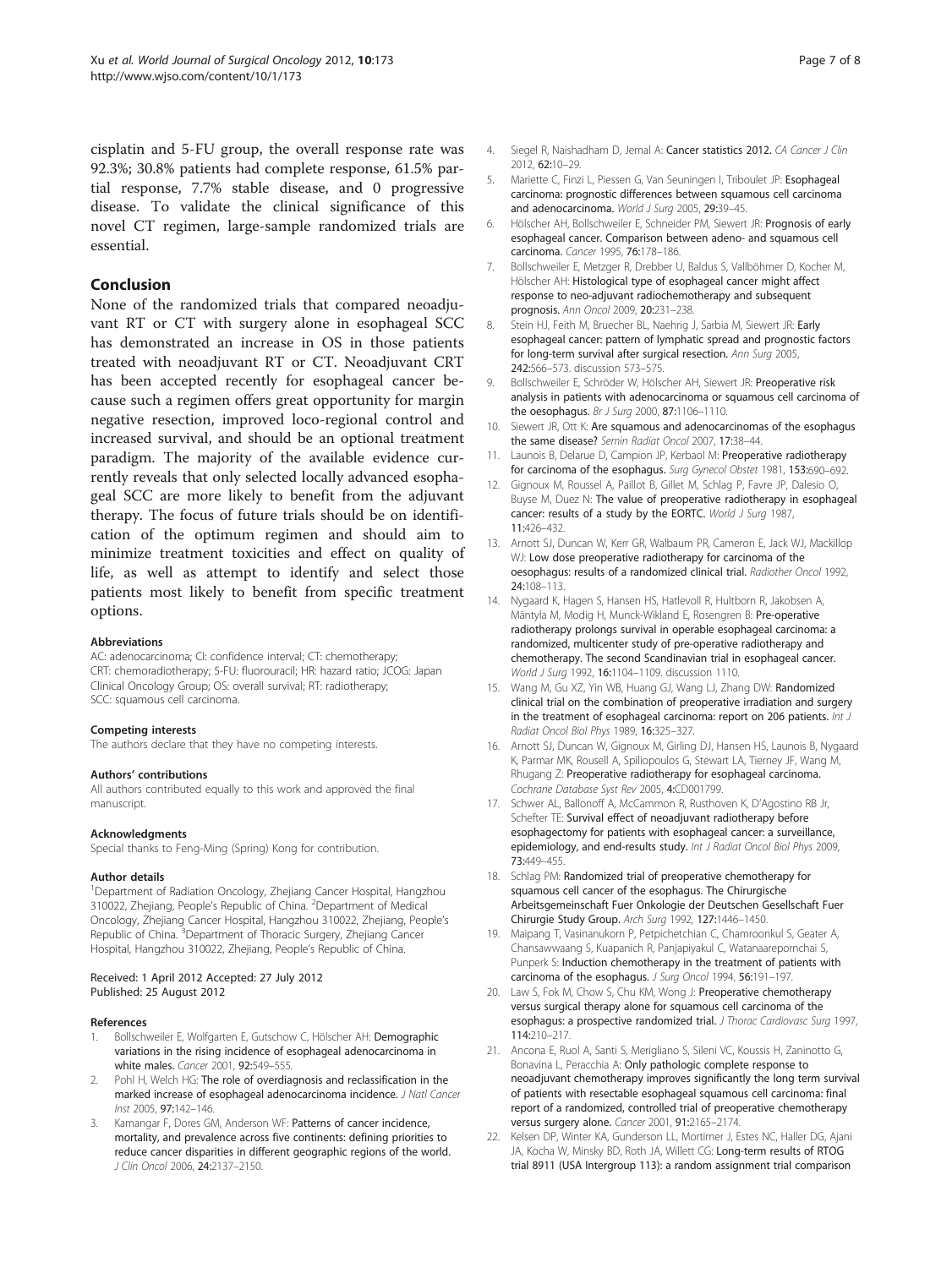cisplatin and 5-FU group, the overall response rate was 92.3%; 30.8% patients had complete response, 61.5% partial response, 7.7% stable disease, and 0 progressive disease. To validate the clinical significance of this novel CT regimen, large-sample randomized trials are essential.

## Conclusion

None of the randomized trials that compared neoadjuvant RT or CT with surgery alone in esophageal SCC has demonstrated an increase in OS in those patients treated with neoadjuvant RT or CT. Neoadjuvant CRT has been accepted recently for esophageal cancer because such a regimen offers great opportunity for margin negative resection, improved loco-regional control and increased survival, and should be an optional treatment paradigm. The majority of the available evidence currently reveals that only selected locally advanced esophageal SCC are more likely to benefit from the adjuvant therapy. The focus of future trials should be on identification of the optimum regimen and should aim to minimize treatment toxicities and effect on quality of life, as well as attempt to identify and select those patients most likely to benefit from specific treatment options.

#### Abbreviations

AC: adenocarcinoma; CI: confidence interval; CT: chemotherapy; CRT: chemoradiotherapy; 5-FU: fluorouracil; HR: hazard ratio; JCOG: Japan Clinical Oncology Group; OS: overall survival; RT: radiotherapy; SCC: squamous cell carcinoma.

#### Competing interests

The authors declare that they have no competing interests.

#### Authors' contributions

All authors contributed equally to this work and approved the final manuscript.

#### Acknowledgments

Special thanks to Feng-Ming (Spring) Kong for contribution.

#### Author details

[1]Department of Radiation Oncology, Zhejiang Cancer Hospital, Hangzhou 310022, Zhejiang, People's Republic of China. [2]Department of Medical Oncology, Zhejiang Cancer Hospital, Hangzhou 310022, Zhejiang, People's Republic of China. [3]Department of Thoracic Surgery, Zhejiang Cancer Hospital, Hangzhou 310022, Zhejiang, People's Republic of China.

Received: 1 April 2012 Accepted: 27 July 2012
Published: 25 August 2012

#### References

1. Bollschweiler E, Wolfgarten E, Gutschow C, Hölscher AH: **Demographic variations in the rising incidence of esophageal adenocarcinoma in white males.** *Cancer* 2001, **92:**549–555.
2. Pohl H, Welch HG: **The role of overdiagnosis and reclassification in the marked increase of esophageal adenocarcinoma incidence.** *J Natl Cancer Inst* 2005, **97:**142–146.
3. Kamangar F, Dores GM, Anderson WF: **Patterns of cancer incidence, mortality, and prevalence across five continents: defining priorities to reduce cancer disparities in different geographic regions of the world.** *J Clin Oncol* 2006, **24:**2137–2150.
4. Siegel R, Naishadham D, Jemal A: **Cancer statistics 2012.** *CA Cancer J Clin* 2012, **62:**10–29.
5. Mariette C, Finzi L, Piessen G, Van Seuningen I, Triboulet JP: **Esophageal carcinoma: prognostic differences between squamous cell carcinoma and adenocarcinoma.** *World J Surg* 2005, **29:**39–45.
6. Hölscher AH, Bollschweiler E, Schneider PM, Siewert JR: **Prognosis of early esophageal cancer. Comparison between adeno- and squamous cell carcinoma.** *Cancer* 1995, **76:**178–186.
7. Bollschweiler E, Metzger R, Drebber U, Baldus S, Vallböhmer D, Kocher M, Hölscher AH: **Histological type of esophageal cancer might affect response to neo-adjuvant radiochemotherapy and subsequent prognosis.** *Ann Oncol* 2009, **20:**231–238.
8. Stein HJ, Feith M, Bruecher BL, Naehrig J, Sarbia M, Siewert JR: **Early esophageal cancer: pattern of lymphatic spread and prognostic factors for long-term survival after surgical resection.** *Ann Surg* 2005, **242:**566–573. discussion 573–575.
9. Bollschweiler E, Schröder W, Hölscher AH, Siewert JR: **Preoperative risk analysis in patients with adenocarcinoma or squamous cell carcinoma of the oesophagus.** *Br J Surg* 2000, **87:**1106–1110.
10. Siewert JR, Ott K: **Are squamous and adenocarcinomas of the esophagus the same disease?** *Semin Radiat Oncol* 2007, **17:**38–44.
11. Launois B, Delarue D, Campion JP, Kerbaol M: **Preoperative radiotherapy for carcinoma of the esophagus.** *Surg Gynecol Obstet* 1981, **153:**690–692.
12. Gignoux M, Roussel A, Paillot B, Gillet M, Schlag P, Favre JP, Dalesio O, Buyse M, Duez N: **The value of preoperative radiotherapy in esophageal cancer: results of a study by the EORTC.** *World J Surg* 1987, **11:**426–432.
13. Arnott SJ, Duncan W, Kerr GR, Walbaum PR, Cameron E, Jack WJ, Mackillop WJ: **Low dose preoperative radiotherapy for carcinoma of the oesophagus: results of a randomized clinical trial.** *Radiother Oncol* 1992, **24:**108–113.
14. Nygaard K, Hagen S, Hansen HS, Hatlevoll R, Hultborn R, Jakobsen A, Mäntyla M, Modig H, Munck-Wikland E, Rosengren B: **Pre-operative radiotherapy prolongs survival in operable esophageal carcinoma: a randomized, multicenter study of pre-operative radiotherapy and chemotherapy. The second Scandinavian trial in esophageal cancer.** *World J Surg* 1992, **16:**1104–1109. discussion 1110.
15. Wang M, Gu XZ, Yin WB, Huang GJ, Wang LJ, Zhang DW: **Randomized clinical trial on the combination of preoperative irradiation and surgery in the treatment of esophageal carcinoma: report on 206 patients.** *Int J Radiat Oncol Biol Phys* 1989, **16:**325–327.
16. Arnott SJ, Duncan W, Gignoux M, Girling DJ, Hansen HS, Launois B, Nygaard K, Parmar MK, Rousell A, Spiliopoulos G, Stewart LA, Tierney JF, Wang M, Rhugang Z: **Preoperative radiotherapy for esophageal carcinoma.** *Cochrane Database Syst Rev* 2005, **4:**CD001799.
17. Schwer AL, Ballonoff A, McCammon R, Rusthoven K, D'Agostino RB Jr, Schefter TE: **Survival effect of neoadjuvant radiotherapy before esophagectomy for patients with esophageal cancer: a surveillance, epidemiology, and end-results study.** *Int J Radiat Oncol Biol Phys* 2009, **73:**449–455.
18. Schlag PM: **Randomized trial of preoperative chemotherapy for squamous cell cancer of the esophagus. The Chirurgische Arbeitsgemeinschaft Fuer Onkologie der Deutschen Gesellschaft Fuer Chirurgie Study Group.** *Arch Surg* 1992, **127:**1446–1450.
19. Maipang T, Vasinanukorn P, Petpichetchian C, Chamroonkul S, Geater A, Chansawwaang S, Kuapanich R, Panjapiyakul C, Watanaarepornchai S, Punperk S: **Induction chemotherapy in the treatment of patients with carcinoma of the esophagus.** *J Surg Oncol* 1994, **56:**191–197.
20. Law S, Fok M, Chow S, Chu KM, Wong J: **Preoperative chemotherapy versus surgical therapy alone for squamous cell carcinoma of the esophagus: a prospective randomized trial.** *J Thorac Cardiovasc Surg* 1997, **114:**210–217.
21. Ancona E, Ruol A, Santi S, Merigliano S, Sileni VC, Koussis H, Zaninotto G, Bonavina L, Peracchia A: **Only pathologic complete response to neoadjuvant chemotherapy improves significantly the long term survival of patients with resectable esophageal squamous cell carcinoma: final report of a randomized, controlled trial of preoperative chemotherapy versus surgery alone.** *Cancer* 2001, **91:**2165–2174.
22. Kelsen DP, Winter KA, Gunderson LL, Mortimer J, Estes NC, Haller DG, Ajani JA, Kocha W, Minsky BD, Roth JA, Willett CG: **Long-term results of RTOG trial 8911 (USA Intergroup 113): a random assignment trial comparison**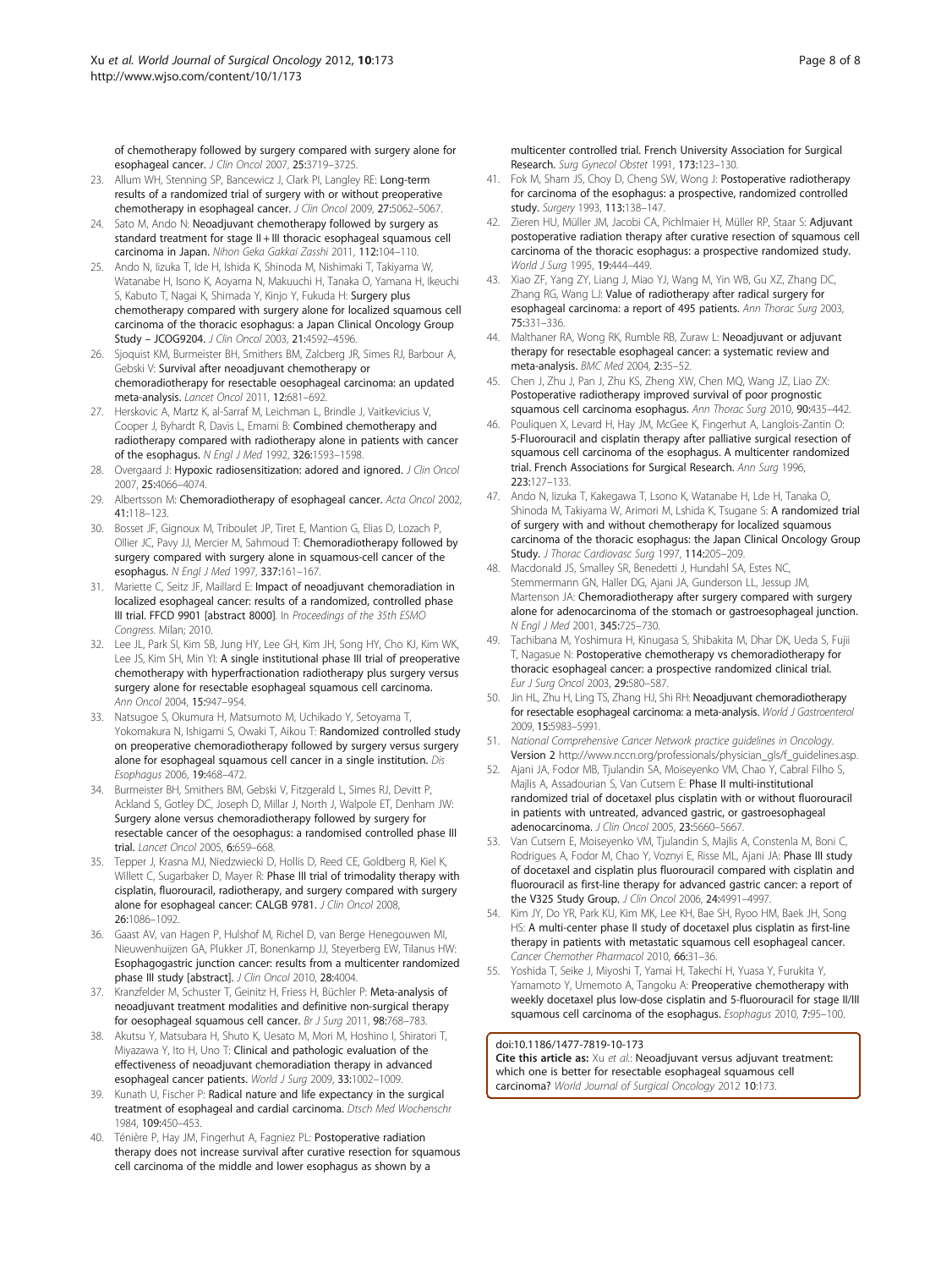of chemotherapy followed by surgery compared with surgery alone for esophageal cancer. *J Clin Oncol* 2007, **25**:3719–3725.

23. Allum WH, Stenning SP, Bancewicz J, Clark PI, Langley RE: **Long-term results of a randomized trial of surgery with or without preoperative chemotherapy in esophageal cancer.** *J Clin Oncol* 2009, **27**:5062–5067.
24. Sato M, Ando N: **Neoadjuvant chemotherapy followed by surgery as standard treatment for stage II + III thoracic esophageal squamous cell carcinoma in Japan.** *Nihon Geka Gakkai Zasshi* 2011, **112**:104–110.
25. Ando N, Iizuka T, Ide H, Ishida K, Shinoda M, Nishimaki T, Takiyama W, Watanabe H, Isono K, Aoyama N, Makuuchi H, Tanaka O, Yamana H, Ikeuchi S, Kabuto T, Nagai K, Shimada Y, Kinjo Y, Fukuda H: **Surgery plus chemotherapy compared with surgery alone for localized squamous cell carcinoma of the thoracic esophagus: a Japan Clinical Oncology Group Study – JCOG9204.** *J Clin Oncol* 2003, **21**:4592–4596.
26. Sjoquist KM, Burmeister BH, Smithers BM, Zalcberg JR, Simes RJ, Barbour A, Gebski V: **Survival after neoadjuvant chemotherapy or chemoradiotherapy for resectable oesophageal carcinoma: an updated meta-analysis.** *Lancet Oncol* 2011, **12**:681–692.
27. Herskovic A, Martz K, al-Sarraf M, Leichman L, Brindle J, Vaitkevicius V, Cooper J, Byhardt R, Davis L, Emami B: **Combined chemotherapy and radiotherapy compared with radiotherapy alone in patients with cancer of the esophagus.** *N Engl J Med* 1992, **326**:1593–1598.
28. Overgaard J: **Hypoxic radiosensitization: adored and ignored.** *J Clin Oncol* 2007, **25**:4066–4074.
29. Albertsson M: **Chemoradiotherapy of esophageal cancer.** *Acta Oncol* 2002, **41**:118–123.
30. Bosset JF, Gignoux M, Triboulet JP, Tiret E, Mantion G, Elias D, Lozach P, Ollier JC, Pavy JJ, Mercier M, Sahmoud T: **Chemoradiotherapy followed by surgery compared with surgery alone in squamous-cell cancer of the esophagus.** *N Engl J Med* 1997, **337**:161–167.
31. Mariette C, Seitz JF, Maillard E: **Impact of neoadjuvant chemoradiation in localized esophageal cancer: results of a randomized, controlled phase III trial. FFCD 9901 [abstract 8000].** In *Proceedings of the 35th ESMO Congress*. Milan; 2010.
32. Lee JL, Park SI, Kim SB, Jung HY, Lee GH, Kim JH, Song HY, Cho KJ, Kim WK, Lee JS, Kim SH, Min YI: **A single institutional phase III trial of preoperative chemotherapy with hyperfractionation radiotherapy plus surgery versus surgery alone for resectable esophageal squamous cell carcinoma.** *Ann Oncol* 2004, **15**:947–954.
33. Natsugoe S, Okumura H, Matsumoto M, Uchikado Y, Setoyama T, Yokomakura N, Ishigami S, Owaki T, Aikou T: **Randomized controlled study on preoperative chemoradiotherapy followed by surgery versus surgery alone for esophageal squamous cell cancer in a single institution.** *Dis Esophagus* 2006, **19**:468–472.
34. Burmeister BH, Smithers BM, Gebski V, Fitzgerald L, Simes RJ, Devitt P, Ackland S, Gotley DC, Joseph D, Millar J, North J, Walpole ET, Denham JW: **Surgery alone versus chemoradiotherapy followed by surgery for resectable cancer of the oesophagus: a randomised controlled phase III trial.** *Lancet Oncol* 2005, **6**:659–668.
35. Tepper J, Krasna MJ, Niedzwiecki D, Hollis D, Reed CE, Goldberg R, Kiel K, Willett C, Sugarbaker D, Mayer R: **Phase III trial of trimodality therapy with cisplatin, fluorouracil, radiotherapy, and surgery compared with surgery alone for esophageal cancer: CALGB 9781.** *J Clin Oncol* 2008, **26**:1086–1092.
36. Gaast AV, van Hagen P, Hulshof M, Richel D, van Berge Henegouwen MI, Nieuwenhuijzen GA, Plukker JT, Bonenkamp JJ, Steyerberg EW, Tilanus HW: **Esophagogastric junction cancer: results from a multicenter randomized phase III study [abstract].** *J Clin Oncol* 2010, **28**:4004.
37. Kranzfelder M, Schuster T, Geinitz H, Friess H, Büchler P: **Meta-analysis of neoadjuvant treatment modalities and definitive non-surgical therapy for oesophageal squamous cell cancer.** *Br J Surg* 2011, **98**:768–783.
38. Akutsu Y, Matsubara H, Shuto K, Uesato M, Mori M, Hoshino I, Shiratori T, Miyazawa Y, Ito H, Uno T: **Clinical and pathologic evaluation of the effectiveness of neoadjuvant chemoradiation therapy in advanced esophageal cancer patients.** *World J Surg* 2009, **33**:1002–1009.
39. Kunath U, Fischer P: **Radical nature and life expectancy in the surgical treatment of esophageal and cardial carcinoma.** *Dtsch Med Wochenschr* 1984, **109**:450–453.
40. Ténière P, Hay JM, Fingerhut A, Fagniez PL: **Postoperative radiation therapy does not increase survival after curative resection for squamous cell carcinoma of the middle and lower esophagus as shown by a multicenter controlled trial. French University Association for Surgical Research.** *Surg Gynecol Obstet* 1991, **173**:123–130.
41. Fok M, Sham JS, Choy D, Cheng SW, Wong J: **Postoperative radiotherapy for carcinoma of the esophagus: a prospective, randomized controlled study.** *Surgery* 1993, **113**:138–147.
42. Zieren HU, Müller JM, Jacobi CA, Pichlmaier H, Müller RP, Staar S: **Adjuvant postoperative radiation therapy after curative resection of squamous cell carcinoma of the thoracic esophagus: a prospective randomized study.** *World J Surg* 1995, **19**:444–449.
43. Xiao ZF, Yang ZY, Liang J, Miao YJ, Wang M, Yin WB, Gu XZ, Zhang DC, Zhang RG, Wang LJ: **Value of radiotherapy after radical surgery for esophageal carcinoma: a report of 495 patients.** *Ann Thorac Surg* 2003, **75**:331–336.
44. Malthaner RA, Wong RK, Rumble RB, Zuraw L: **Neoadjuvant or adjuvant therapy for resectable esophageal cancer: a systematic review and meta-analysis.** *BMC Med* 2004, **2**:35–52.
45. Chen J, Zhu J, Pan J, Zhu KS, Zheng XW, Chen MQ, Wang JZ, Liao ZX: **Postoperative radiotherapy improved survival of poor prognostic squamous cell carcinoma esophagus.** *Ann Thorac Surg* 2010, **90**:435–442.
46. Pouliquen X, Levard H, Hay JM, McGee K, Fingerhut A, Langlois-Zantin O: **5-Fluorouracil and cisplatin therapy after palliative surgical resection of squamous cell carcinoma of the esophagus. A multicenter randomized trial. French Associations for Surgical Research.** *Ann Surg* 1996, **223**:127–133.
47. Ando N, Iizuka T, Kakegawa T, Lsono K, Watanabe H, Lde H, Tanaka O, Shinoda M, Takiyama W, Arimori M, Lshida K, Tsugane S: **A randomized trial of surgery with and without chemotherapy for localized squamous carcinoma of the thoracic esophagus: the Japan Clinical Oncology Group Study.** *J Thorac Cardiovasc Surg* 1997, **114**:205–209.
48. Macdonald JS, Smalley SR, Benedetti J, Hundahl SA, Estes NC, Stemmermann GN, Haller DG, Ajani JA, Gunderson LL, Jessup JM, Martenson JA: **Chemoradiotherapy after surgery compared with surgery alone for adenocarcinoma of the stomach or gastroesophageal junction.** *N Engl J Med* 2001, **345**:725–730.
49. Tachibana M, Yoshimura H, Kinugasa S, Shibakita M, Dhar DK, Ueda S, Fujii T, Nagasue N: **Postoperative chemotherapy vs chemoradiotherapy for thoracic esophageal cancer: a prospective randomized clinical trial.** *Eur J Surg Oncol* 2003, **29**:580–587.
50. Jin HL, Zhu H, Ling TS, Zhang HJ, Shi RH: **Neoadjuvant chemoradiotherapy for resectable esophageal carcinoma: a meta-analysis.** *World J Gastroenterol* 2009, **15**:5983–5991.
51. *National Comprehensive Cancer Network practice guidelines in Oncology*. **Version 2** http://www.nccn.org/professionals/physician_gls/f_guidelines.asp.
52. Ajani JA, Fodor MB, Tjulandin SA, Moiseyenko VM, Chao Y, Cabral Filho S, Majlis A, Assadourian S, Van Cutsem E: **Phase II multi-institutional randomized trial of docetaxel plus cisplatin with or without fluorouracil in patients with untreated, advanced gastric, or gastroesophageal adenocarcinoma.** *J Clin Oncol* 2005, **23**:5660–5667.
53. Van Cutsem E, Moiseyenko VM, Tjulandin S, Majlis A, Constenla M, Boni C, Rodrigues A, Fodor M, Chao Y, Voznyi E, Risse ML, Ajani JA: **Phase III study of docetaxel and cisplatin plus fluorouracil compared with cisplatin and fluorouracil as first-line therapy for advanced gastric cancer: a report of the V325 Study Group.** *J Clin Oncol* 2006, **24**:4991–4997.
54. Kim JY, Do YR, Park KU, Kim MK, Lee KH, Bae SH, Ryoo HM, Baek JH, Song HS: **A multi-center phase II study of docetaxel plus cisplatin as first-line therapy in patients with metastatic squamous cell esophageal cancer.** *Cancer Chemother Pharmacol* 2010, **66**:31–36.
55. Yoshida T, Seike J, Miyoshi T, Yamai H, Takechi H, Yuasa Y, Furukita Y, Yamamoto Y, Umemoto A, Tangoku A: **Preoperative chemotherapy with weekly docetaxel plus low-dose cisplatin and 5-fluorouracil for stage II/III squamous cell carcinoma of the esophagus.** *Esophagus* 2010, **7**:95–100.

doi:10.1186/1477-7819-10-173

**Cite this article as:** Xu *et al.*: Neoadjuvant versus adjuvant treatment: which one is better for resectable esophageal squamous cell carcinoma? *World Journal of Surgical Oncology* 2012 **10**:173.